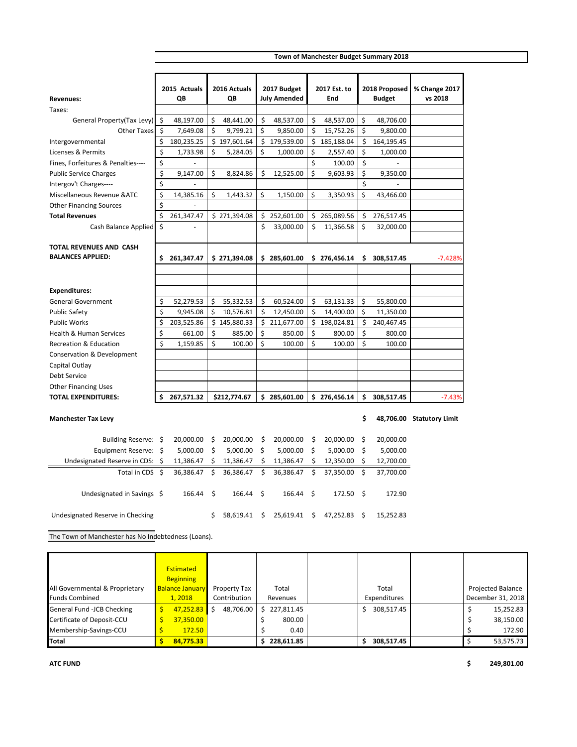# Town of Manchester Budget Summary 2018

| Revenues: | 2015 Actuals QB | 2016 Actuals QB | 2017 Budget July Amended | 2017 Est. to End | 2018 Proposed Budget | % Change 2017 vs 2018 |
|---|---|---|---|---|---|---|
| Taxes: | | | | | | |
| General Property(Tax Levy) | $ 48,197.00 | $ 48,441.00 | $ 48,537.00 | $ 48,537.00 | $ 48,706.00 | |
| Other Taxes | $ 7,649.08 | $ 9,799.21 | $ 9,850.00 | $ 15,752.26 | $ 9,800.00 | |
| Intergovernmental | $ 180,235.25 | $ 197,601.64 | $ 179,539.00 | $ 185,188.04 | $ 164,195.45 | |
| Licenses & Permits | $ 1,733.98 | $ 5,284.05 | $ 1,000.00 | $ 2,557.40 | $ 1,000.00 | |
| Fines, Forfeitures & Penalties---- | $ - | | | $ 100.00 | $ - | |
| Public Service Charges | $ 9,147.00 | $ 8,824.86 | $ 12,525.00 | $ 9,603.93 | $ 9,350.00 | |
| Intergov't Charges---- | $ - | | | | $ - | |
| Miscellaneous Revenue &ATC | $ 14,385.16 | $ 1,443.32 | $ 1,150.00 | $ 3,350.93 | $ 43,466.00 | |
| Other Financing Sources | $ - | | | | | |
| **Total Revenues** | $ 261,347.47 | $ 271,394.08 | $ 252,601.00 | $ 265,089.56 | $ 276,517.45 | |
| Cash Balance Applied | $ - | | $ 33,000.00 | $ 11,366.58 | $ 32,000.00 | |
| **TOTAL REVENUES AND CASH BALANCES APPLIED:** | **$ 261,347.47** | **$ 271,394.08** | **$ 285,601.00** | **$ 276,456.14** | **$ 308,517.45** | -7.428% |
| | | | | | | |
| **Expenditures:** | | | | | | |
| General Government | $ 52,279.53 | $ 55,332.53 | $ 60,524.00 | $ 63,131.33 | $ 55,800.00 | |
| Public Safety | $ 9,945.08 | $ 10,576.81 | $ 12,450.00 | $ 14,400.00 | $ 11,350.00 | |
| Public Works | $ 203,525.86 | $ 145,880.33 | $ 211,677.00 | $ 198,024.81 | $ 240,467.45 | |
| Health & Human Services | $ 661.00 | $ 885.00 | $ 850.00 | $ 800.00 | $ 800.00 | |
| Recreation & Education | $ 1,159.85 | $ 100.00 | $ 100.00 | $ 100.00 | $ 100.00 | |
| Conservation & Development | | | | | | |
| Capital Outlay | | | | | | |
| Debt Service | | | | | | |
| Other Financing Uses | | | | | | |
| **TOTAL EXPENDITURES:** | **$ 267,571.32** | **$212,774.67** | **$ 285,601.00** | **$ 276,456.14** | **$ 308,517.45** | -7.43% |

**Manchester Tax Levy** **$ 48,706.00** **Statutory Limit**

| | 2015 | 2016 | 2017 Budget | 2017 Est. | 2018 |
|---|---|---|---|---|---|
| Building Reserve: | $ 20,000.00 | $ 20,000.00 | $ 20,000.00 | $ 20,000.00 | $ 20,000.00 |
| Equipment Reserve: | $ 5,000.00 | $ 5,000.00 | $ 5,000.00 | $ 5,000.00 | $ 5,000.00 |
| Undesignated Reserve in CDS: | $ 11,386.47 | $ 11,386.47 | $ 11,386.47 | $ 12,350.00 | $ 12,700.00 |
| Total in CDS | $ 36,386.47 | $ 36,386.47 | $ 36,386.47 | $ 37,350.00 | $ 37,700.00 |
| Undesignated in Savings | $ 166.44 | $ 166.44 | $ 166.44 | $ 172.50 | $ 172.90 |
| Undesignated Reserve in Checking | | $ 58,619.41 | $ 25,619.41 | $ 47,252.83 | $ 15,252.83 |

The Town of Manchester has No Indebtedness (Loans).

| All Governmental & Proprietary Funds Combined | Estimated Beginning Balance January 1, 2018 | Property Tax Contribution | Total Revenues | | Total Expenditures | | Projected Balance December 31, 2018 |
|---|---|---|---|---|---|---|---|
| General Fund -JCB Checking | $ 47,252.83 | $ 48,706.00 | $ 227,811.45 | | $ 308,517.45 | | $ 15,252.83 |
| Certificate of Deposit-CCU | $ 37,350.00 | | $ 800.00 | | | | $ 38,150.00 |
| Membership-Savings-CCU | $ 172.50 | | $ 0.40 | | | | $ 172.90 |
| **Total** | **$ 84,775.33** | | **$ 228,611.85** | | **$ 308,517.45** | | $ 53,575.73 |

**ATC FUND** **$ 249,801.00**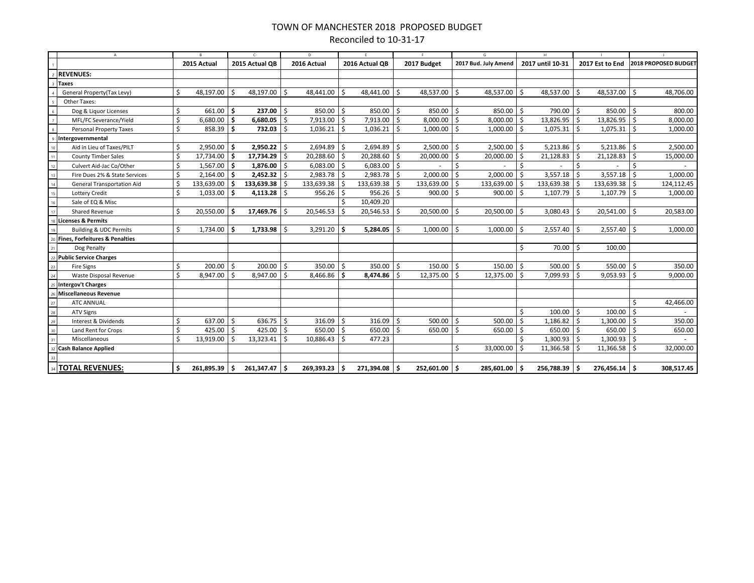# TOWN OF MANCHESTER 2018 PROPOSED BUDGET

Reconciled to 10-31-17

| | 2015 Actual | 2015 Actual QB | 2016 Actual | 2016 Actual QB | 2017 Budget | 2017 Bud. July Amend | 2017 until 10-31 | 2017 Est to End | 2018 PROPOSED BUDGET |
|---|---|---|---|---|---|---|---|---|---|
| **REVENUES:** | | | | | | | | | |
| **Taxes** | | | | | | | | | |
| General Property(Tax Levy) | $ 48,197.00 | $ 48,197.00 | $ 48,441.00 | $ 48,441.00 | $ 48,537.00 | $ 48,537.00 | $ 48,537.00 | $ 48,537.00 | $ 48,706.00 |
| Other Taxes: | | | | | | | | | |
| Dog & Liquor Licenses | $ 661.00 | **$ 237.00** | $ 850.00 | $ 850.00 | $ 850.00 | $ 850.00 | $ 790.00 | $ 850.00 | $ 800.00 |
| MFL/FC Severance/Yield | $ 6,680.00 | **$ 6,680.05** | $ 7,913.00 | $ 7,913.00 | $ 8,000.00 | $ 8,000.00 | $ 13,826.95 | $ 13,826.95 | $ 8,000.00 |
| Personal Property Taxes | $ 858.39 | **$ 732.03** | $ 1,036.21 | $ 1,036.21 | $ 1,000.00 | $ 1,000.00 | $ 1,075.31 | $ 1,075.31 | $ 1,000.00 |
| **Intergovernmental** | | | | | | | | | |
| Aid in Lieu of Taxes/PILT | $ 2,950.00 | **$ 2,950.22** | $ 2,694.89 | $ 2,694.89 | $ 2,500.00 | $ 2,500.00 | $ 5,213.86 | $ 5,213.86 | $ 2,500.00 |
| County Timber Sales | $ 17,734.00 | **$ 17,734.29** | $ 20,288.60 | $ 20,288.60 | $ 20,000.00 | $ 20,000.00 | $ 21,128.83 | $ 21,128.83 | $ 15,000.00 |
| Culvert Aid-Jac Co/Other | $ 1,567.00 | **$ 1,876.00** | $ 6,083.00 | $ 6,083.00 | $ - | $ - | $ - | $ - | $ - |
| Fire Dues 2% & State Services | $ 2,164.00 | **$ 2,452.32** | $ 2,983.78 | $ 2,983.78 | $ 2,000.00 | $ 2,000.00 | $ 3,557.18 | $ 3,557.18 | $ 1,000.00 |
| General Transportation Aid | $ 133,639.00 | **$ 133,639.38** | $ 133,639.38 | $ 133,639.38 | $ 133,639.00 | $ 133,639.00 | $ 133,639.38 | $ 133,639.38 | $ 124,112.45 |
| Lottery Credit | $ 1,033.00 | **$ 4,113.28** | $ 956.26 | $ 956.26 | $ 900.00 | $ 900.00 | $ 1,107.79 | $ 1,107.79 | $ 1,000.00 |
| Sale of EQ & Misc | | | | $ 10,409.20 | | | | | |
| Shared Revenue | $ 20,550.00 | **$ 17,469.76** | $ 20,546.53 | $ 20,546.53 | $ 20,500.00 | $ 20,500.00 | $ 3,080.43 | $ 20,541.00 | $ 20,583.00 |
| **Licenses & Permits** | | | | | | | | | |
| Building & UDC Permits | $ 1,734.00 | **$ 1,733.98** | $ 3,291.20 | **$ 5,284.05** | $ 1,000.00 | $ 1,000.00 | $ 2,557.40 | $ 2,557.40 | $ 1,000.00 |
| **Fines, Forfeitures & Penalties** | | | | | | | | | |
| Dog Penalty | | | | | | | $ 70.00 | $ 100.00 | |
| **Public Service Charges** | | | | | | | | | |
| Fire Signs | $ 200.00 | $ 200.00 | $ 350.00 | $ 350.00 | $ 150.00 | $ 150.00 | $ 500.00 | $ 550.00 | $ 350.00 |
| Waste Disposal Revenue | $ 8,947.00 | $ 8,947.00 | $ 8,466.86 | **$ 8,474.86** | $ 12,375.00 | $ 12,375.00 | $ 7,099.93 | $ 9,053.93 | $ 9,000.00 |
| **Intergov't Charges** | | | | | | | | | |
| **Miscellaneous Revenue** | | | | | | | | | |
| ATC ANNUAL | | | | | | | | | $ 42,466.00 |
| ATV Signs | | | | | | | $ 100.00 | $ 100.00 | $ - |
| Interest & Dividends | $ 637.00 | $ 636.75 | $ 316.09 | $ 316.09 | $ 500.00 | $ 500.00 | $ 1,186.82 | $ 1,300.00 | $ 350.00 |
| Land Rent for Crops | $ 425.00 | $ 425.00 | $ 650.00 | $ 650.00 | $ 650.00 | $ 650.00 | $ 650.00 | $ 650.00 | $ 650.00 |
| Miscellaneous | $ 13,919.00 | $ 13,323.41 | $ 10,886.43 | $ 477.23 | | | $ 1,300.93 | $ 1,300.93 | $ - |
| **Cash Balance Applied** | | | | | | $ 33,000.00 | $ 11,366.58 | $ 11,366.58 | $ 32,000.00 |
| | | | | | | | | | |
| **TOTAL REVENUES:** | **$ 261,895.39** | **$ 261,347.47** | **$ 269,393.23** | **$ 271,394.08** | **$ 252,601.00** | **$ 285,601.00** | **$ 256,788.39** | **$ 276,456.14** | **$ 308,517.45** |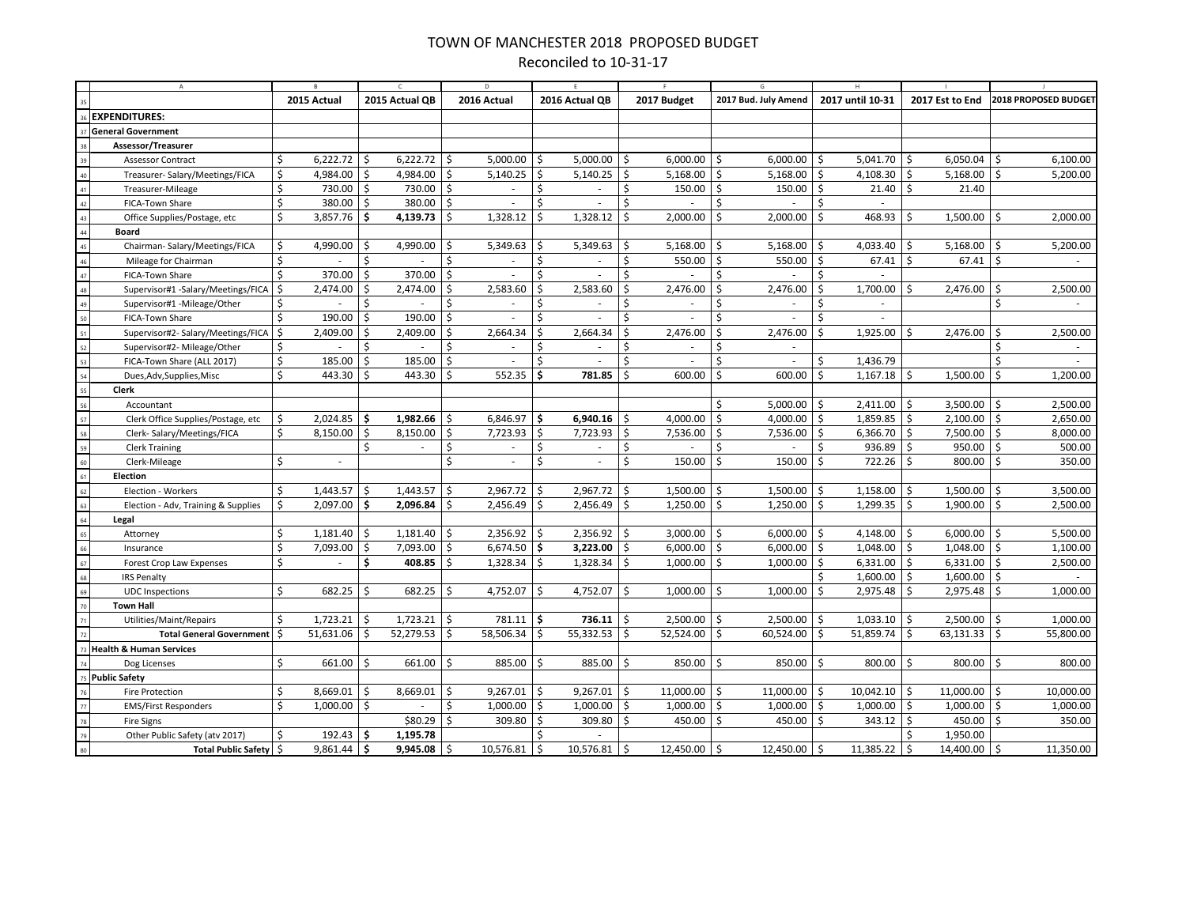# TOWN OF MANCHESTER 2018 PROPOSED BUDGET

Reconciled to 10-31-17

| | 2015 Actual | 2015 Actual QB | 2016 Actual | 2016 Actual QB | 2017 Budget | 2017 Bud. July Amend | 2017 until 10-31 | 2017 Est to End | 2018 PROPOSED BUDGET |
|---|---|---|---|---|---|---|---|---|---|
| **EXPENDITURES:** | | | | | | | | | |
| **General Government** | | | | | | | | | |
| **Assessor/Treasurer** | | | | | | | | | |
| Assessor Contract | $ 6,222.72 | $ 6,222.72 | $ 5,000.00 | $ 5,000.00 | $ 6,000.00 | $ 6,000.00 | $ 5,041.70 | $ 6,050.04 | $ 6,100.00 |
| Treasurer- Salary/Meetings/FICA | $ 4,984.00 | $ 4,984.00 | $ 5,140.25 | $ 5,140.25 | $ 5,168.00 | $ 5,168.00 | $ 4,108.30 | $ 5,168.00 | $ 5,200.00 |
| Treasurer-Mileage | $ 730.00 | $ 730.00 | $ - | $ - | $ 150.00 | $ 150.00 | $ 21.40 | $ 21.40 | |
| FICA-Town Share | $ 380.00 | $ 380.00 | $ - | $ - | $ - | $ - | $ - | | |
| Office Supplies/Postage, etc | $ 3,857.76 | **$ 4,139.73** | $ 1,328.12 | $ 1,328.12 | $ 2,000.00 | $ 2,000.00 | $ 468.93 | $ 1,500.00 | $ 2,000.00 |
| **Board** | | | | | | | | | |
| Chairman- Salary/Meetings/FICA | $ 4,990.00 | $ 4,990.00 | $ 5,349.63 | $ 5,349.63 | $ 5,168.00 | $ 5,168.00 | $ 4,033.40 | $ 5,168.00 | $ 5,200.00 |
| Mileage for Chairman | $ - | $ - | $ - | $ - | $ 550.00 | $ 550.00 | $ 67.41 | $ 67.41 | $ - |
| FICA-Town Share | $ 370.00 | $ 370.00 | $ - | $ - | $ - | $ - | $ - | | |
| Supervisor#1 -Salary/Meetings/FICA | $ 2,474.00 | $ 2,474.00 | $ 2,583.60 | $ 2,583.60 | $ 2,476.00 | $ 2,476.00 | $ 1,700.00 | $ 2,476.00 | $ 2,500.00 |
| Supervisor#1 -Mileage/Other | $ - | $ - | $ - | $ - | $ - | $ - | $ - | | $ - |
| FICA-Town Share | $ 190.00 | $ 190.00 | $ - | $ - | $ - | $ - | $ - | | |
| Supervisor#2- Salary/Meetings/FICA | $ 2,409.00 | $ 2,409.00 | $ 2,664.34 | $ 2,664.34 | $ 2,476.00 | $ 2,476.00 | $ 1,925.00 | $ 2,476.00 | $ 2,500.00 |
| Supervisor#2- Mileage/Other | $ - | $ - | $ - | $ - | $ - | $ - | | | $ - |
| FICA-Town Share (ALL 2017) | $ 185.00 | $ 185.00 | $ - | $ - | $ - | $ - | $ 1,436.79 | | $ - |
| Dues,Adv,Supplies,Misc | $ 443.30 | $ 443.30 | $ 552.35 | **$ 781.85** | $ 600.00 | $ 600.00 | $ 1,167.18 | $ 1,500.00 | $ 1,200.00 |
| **Clerk** | | | | | | | | | |
| Accountant | | | | | | $ 5,000.00 | $ 2,411.00 | $ 3,500.00 | $ 2,500.00 |
| Clerk Office Supplies/Postage, etc | $ 2,024.85 | **$ 1,982.66** | $ 6,846.97 | **$ 6,940.16** | $ 4,000.00 | $ 4,000.00 | $ 1,859.85 | $ 2,100.00 | $ 2,650.00 |
| Clerk- Salary/Meetings/FICA | $ 8,150.00 | $ 8,150.00 | $ 7,723.93 | $ 7,723.93 | $ 7,536.00 | $ 7,536.00 | $ 6,366.70 | $ 7,500.00 | $ 8,000.00 |
| Clerk Training | | $ - | $ - | $ - | $ - | $ - | $ 936.89 | $ 950.00 | $ 500.00 |
| Clerk-Mileage | $ - | | $ - | $ - | $ 150.00 | $ 150.00 | $ 722.26 | $ 800.00 | $ 350.00 |
| **Election** | | | | | | | | | |
| Election - Workers | $ 1,443.57 | $ 1,443.57 | $ 2,967.72 | $ 2,967.72 | $ 1,500.00 | $ 1,500.00 | $ 1,158.00 | $ 1,500.00 | $ 3,500.00 |
| Election - Adv, Training & Supplies | $ 2,097.00 | **$ 2,096.84** | $ 2,456.49 | $ 2,456.49 | $ 1,250.00 | $ 1,250.00 | $ 1,299.35 | $ 1,900.00 | $ 2,500.00 |
| **Legal** | | | | | | | | | |
| Attorney | $ 1,181.40 | $ 1,181.40 | $ 2,356.92 | $ 2,356.92 | $ 3,000.00 | $ 6,000.00 | $ 4,148.00 | $ 6,000.00 | $ 5,500.00 |
| Insurance | $ 7,093.00 | $ 7,093.00 | $ 6,674.50 | **$ 3,223.00** | $ 6,000.00 | $ 6,000.00 | $ 1,048.00 | $ 1,048.00 | $ 1,100.00 |
| Forest Crop Law Expenses | $ - | **$ 408.85** | $ 1,328.34 | $ 1,328.34 | $ 1,000.00 | $ 1,000.00 | $ 6,331.00 | $ 6,331.00 | $ 2,500.00 |
| IRS Penalty | | | | | | | $ 1,600.00 | $ 1,600.00 | $ - |
| UDC Inspections | $ 682.25 | $ 682.25 | $ 4,752.07 | $ 4,752.07 | $ 1,000.00 | $ 1,000.00 | $ 2,975.48 | $ 2,975.48 | $ 1,000.00 |
| **Town Hall** | | | | | | | | | |
| Utilities/Maint/Repairs | $ 1,723.21 | $ 1,723.21 | $ 781.11 | **$ 736.11** | $ 2,500.00 | $ 2,500.00 | $ 1,033.10 | $ 2,500.00 | $ 1,000.00 |
| **Total General Government** | $ 51,631.06 | $ 52,279.53 | $ 58,506.34 | $ 55,332.53 | $ 52,524.00 | $ 60,524.00 | $ 51,859.74 | $ 63,131.33 | $ 55,800.00 |
| **Health & Human Services** | | | | | | | | | |
| Dog Licenses | $ 661.00 | $ 661.00 | $ 885.00 | $ 885.00 | $ 850.00 | $ 850.00 | $ 800.00 | $ 800.00 | $ 800.00 |
| **Public Safety** | | | | | | | | | |
| Fire Protection | $ 8,669.01 | $ 8,669.01 | $ 9,267.01 | $ 9,267.01 | $ 11,000.00 | $ 11,000.00 | $ 10,042.10 | $ 11,000.00 | $ 10,000.00 |
| EMS/First Responders | $ 1,000.00 | $ - | $ 1,000.00 | $ 1,000.00 | $ 1,000.00 | $ 1,000.00 | $ 1,000.00 | $ 1,000.00 | $ 1,000.00 |
| Fire Signs | | $80.29 | $ 309.80 | $ 309.80 | $ 450.00 | $ 450.00 | $ 343.12 | $ 450.00 | $ 350.00 |
| Other Public Safety (atv 2017) | $ 192.43 | **$ 1,195.78** | | $ - | | | | $ 1,950.00 | |
| **Total Public Safety** | $ 9,861.44 | **$ 9,945.08** | $ 10,576.81 | $ 10,576.81 | $ 12,450.00 | $ 12,450.00 | $ 11,385.22 | $ 14,400.00 | $ 11,350.00 |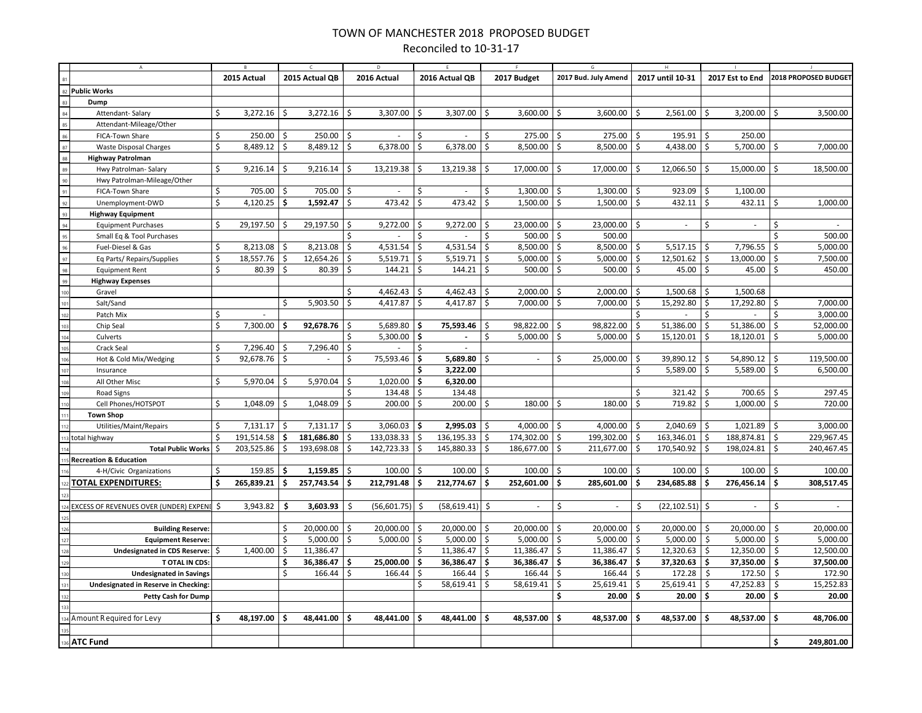# TOWN OF MANCHESTER 2018 PROPOSED BUDGET

Reconciled to 10-31-17

| | 2015 Actual | 2015 Actual QB | 2016 Actual | 2016 Actual QB | 2017 Budget | 2017 Bud. July Amend | 2017 until 10-31 | 2017 Est to End | 2018 PROPOSED BUDGET |
|---|---|---|---|---|---|---|---|---|---|
| **Public Works** | | | | | | | | | |
| **Dump** | | | | | | | | | |
| Attendant- Salary | $ 3,272.16 | $ 3,272.16 | $ 3,307.00 | $ 3,307.00 | $ 3,600.00 | $ 3,600.00 | $ 2,561.00 | $ 3,200.00 | $ 3,500.00 |
| Attendant-Mileage/Other | | | | | | | | | |
| FICA-Town Share | $ 250.00 | $ 250.00 | $ - | $ - | $ 275.00 | $ 275.00 | $ 195.91 | $ 250.00 | |
| Waste Disposal Charges | $ 8,489.12 | $ 8,489.12 | $ 6,378.00 | $ 6,378.00 | $ 8,500.00 | $ 8,500.00 | $ 4,438.00 | $ 5,700.00 | $ 7,000.00 |
| **Highway Patrolman** | | | | | | | | | |
| Hwy Patrolman- Salary | $ 9,216.14 | $ 9,216.14 | $ 13,219.38 | $ 13,219.38 | $ 17,000.00 | $ 17,000.00 | $ 12,066.50 | $ 15,000.00 | $ 18,500.00 |
| Hwy Patrolman-Mileage/Other | | | | | | | | | |
| FICA-Town Share | $ 705.00 | $ 705.00 | $ - | $ - | $ 1,300.00 | $ 1,300.00 | $ 923.09 | $ 1,100.00 | |
| Unemployment-DWD | $ 4,120.25 | **$ 1,592.47** | $ 473.42 | $ 473.42 | $ 1,500.00 | $ 1,500.00 | $ 432.11 | $ 432.11 | $ 1,000.00 |
| **Highway Equipment** | | | | | | | | | |
| Equipment Purchases | $ 29,197.50 | $ 29,197.50 | $ 9,272.00 | $ 9,272.00 | $ 23,000.00 | $ 23,000.00 | $ - | $ - | $ - |
| Small Eq & Tool Purchases | | | $ - | $ - | $ 500.00 | $ 500.00 | | | $ 500.00 |
| Fuel-Diesel & Gas | $ 8,213.08 | $ 8,213.08 | $ 4,531.54 | $ 4,531.54 | $ 8,500.00 | $ 8,500.00 | $ 5,517.15 | $ 7,796.55 | $ 5,000.00 |
| Eq Parts/ Repairs/Supplies | $ 18,557.76 | $ 12,654.26 | $ 5,519.71 | $ 5,519.71 | $ 5,000.00 | $ 5,000.00 | $ 12,501.62 | $ 13,000.00 | $ 7,500.00 |
| Equipment Rent | $ 80.39 | $ 80.39 | $ 144.21 | $ 144.21 | $ 500.00 | $ 500.00 | $ 45.00 | $ 45.00 | $ 450.00 |
| **Highway Expenses** | | | | | | | | | |
| Gravel | | | $ 4,462.43 | $ 4,462.43 | $ 2,000.00 | $ 2,000.00 | $ 1,500.68 | $ 1,500.68 | |
| Salt/Sand | | $ 5,903.50 | $ 4,417.87 | $ 4,417.87 | $ 7,000.00 | $ 7,000.00 | $ 15,292.80 | $ 17,292.80 | $ 7,000.00 |
| Patch Mix | $ - | | | | | | $ - | $ - | $ 3,000.00 |
| Chip Seal | $ 7,300.00 | **$ 92,678.76** | $ 5,689.80 | **$ 75,593.46** | $ 98,822.00 | $ 98,822.00 | $ 51,386.00 | $ 51,386.00 | $ 52,000.00 |
| Culverts | | | $ 5,300.00 | **$ -** | $ 5,000.00 | $ 5,000.00 | $ 15,120.01 | $ 18,120.01 | $ 5,000.00 |
| Crack Seal | $ 7,296.40 | $ 7,296.40 | $ - | $ - | | | | | |
| Hot & Cold Mix/Wedging | $ 92,678.76 | $ - | $ 75,593.46 | **$ 5,689.80** | $ - | $ 25,000.00 | $ 39,890.12 | $ 54,890.12 | $ 119,500.00 |
| Insurance | | | | **$ 3,222.00** | | | $ 5,589.00 | $ 5,589.00 | $ 6,500.00 |
| All Other Misc | $ 5,970.04 | $ 5,970.04 | $ 1,020.00 | **$ 6,320.00** | | | | | |
| Road Signs | | | $ 134.48 | $ 134.48 | | | $ 321.42 | $ 700.65 | $ 297.45 |
| Cell Phones/HOTSPOT | $ 1,048.09 | $ 1,048.09 | $ 200.00 | $ 200.00 | $ 180.00 | $ 180.00 | $ 719.82 | $ 1,000.00 | $ 720.00 |
| **Town Shop** | | | | | | | | | |
| Utilities/Maint/Repairs | $ 7,131.17 | $ 7,131.17 | $ 3,060.03 | **$ 2,995.03** | $ 4,000.00 | $ 4,000.00 | $ 2,040.69 | $ 1,021.89 | $ 3,000.00 |
| total highway | $ 191,514.58 | **$ 181,686.80** | $ 133,038.33 | $ 136,195.33 | $ 174,302.00 | $ 199,302.00 | $ 163,346.01 | $ 188,874.81 | $ 229,967.45 |
| **Total Public Works** | $ 203,525.86 | $ 193,698.08 | $ 142,723.33 | $ 145,880.33 | $ 186,677.00 | $ 211,677.00 | $ 170,540.92 | $ 198,024.81 | $ 240,467.45 |
| **Recreation & Education** | | | | | | | | | |
| 4-H/Civic Organizations | $ 159.85 | **$ 1,159.85** | $ 100.00 | $ 100.00 | $ 100.00 | $ 100.00 | $ 100.00 | $ 100.00 | $ 100.00 |
| **TOTAL EXPENDITURES:** | **$ 265,839.21** | **$ 257,743.54** | **$ 212,791.48** | **$ 212,774.67** | **$ 252,601.00** | **$ 285,601.00** | **$ 234,685.88** | **$ 276,456.14** | **$ 308,517.45** |
| | | | | | | | | | |
| EXCESS OF REVENUES OVER (UNDER) EXPENI | $ 3,943.82 | **$ 3,603.93** | $ (56,601.75) | $ (58,619.41) | $ - | $ - | $ (22,102.51) | $ - | $ - |
| | | | | | | | | | |
| **Building Reserve:** | | $ 20,000.00 | $ 20,000.00 | $ 20,000.00 | $ 20,000.00 | $ 20,000.00 | $ 20,000.00 | $ 20,000.00 | $ 20,000.00 |
| **Equipment Reserve:** | | $ 5,000.00 | $ 5,000.00 | $ 5,000.00 | $ 5,000.00 | $ 5,000.00 | $ 5,000.00 | $ 5,000.00 | $ 5,000.00 |
| **Undesignated in CDS Reserve:** | $ 1,400.00 | $ 11,386.47 | | $ 11,386.47 | $ 11,386.47 | $ 11,386.47 | $ 12,320.63 | $ 12,350.00 | $ 12,500.00 |
| **T OTAL IN CDS:** | | **$ 36,386.47** | **$ 25,000.00** | **$ 36,386.47** | **$ 36,386.47** | **$ 36,386.47** | **$ 37,320.63** | **$ 37,350.00** | **$ 37,500.00** |
| **Undesignated in Savings** | | $ 166.44 | $ 166.44 | $ 166.44 | $ 166.44 | $ 166.44 | $ 172.28 | $ 172.50 | $ 172.90 |
| **Undesignated in Reserve in Checking:** | | | | $ 58,619.41 | $ 58,619.41 | $ 25,619.41 | $ 25,619.41 | $ 47,252.83 | $ 15,252.83 |
| **Petty Cash for Dump** | | | | | | **$ 20.00** | **$ 20.00** | **$ 20.00** | **$ 20.00** |
| | | | | | | | | | |
| Amount Required for Levy | **$ 48,197.00** | **$ 48,441.00** | **$ 48,441.00** | **$ 48,441.00** | **$ 48,537.00** | **$ 48,537.00** | **$ 48,537.00** | **$ 48,537.00** | **$ 48,706.00** |
| | | | | | | | | | |
| **ATC Fund** | | | | | | | | | **$ 249,801.00** |